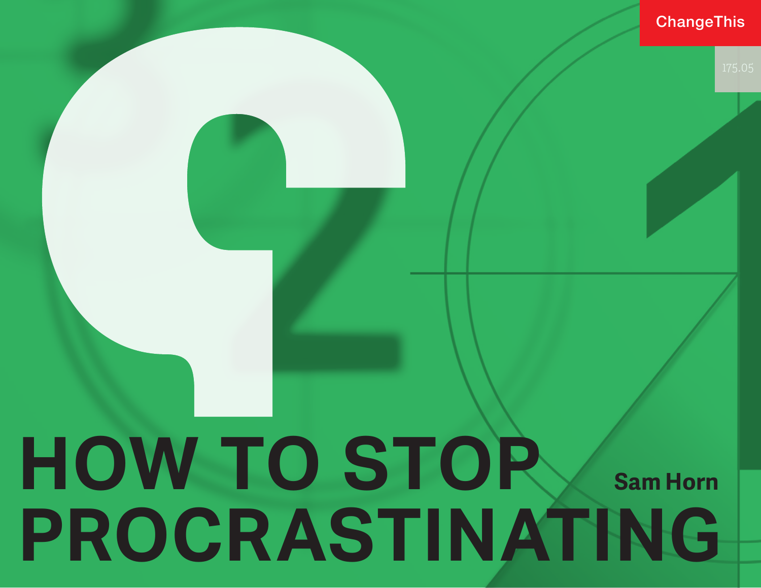ChangeThis

175.05

# HOW TO STOP PROCRASTINATING

Sam Horn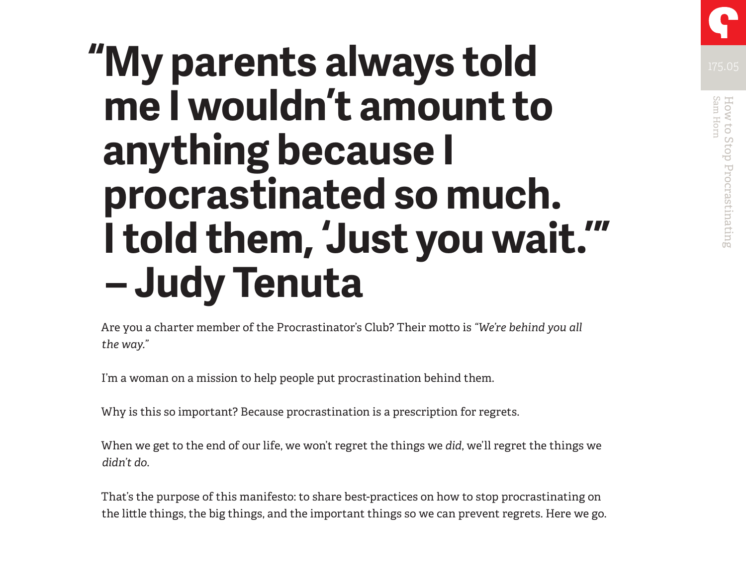# "My parents always told me I wouldn't amount to anything because I procrastinated so much. I told them, 'Just you wait.'" – Judy Tenuta

Are you a charter member of the Procrastinator's Club? Their motto is *"We're behind you all the way."*

I'm a woman on a mission to help people put procrastination behind them.

Why is this so important? Because procrastination is a prescription for regrets.

When we get to the end of our life, we won't regret the things we *did*, we'll regret the things we *didn't do*.

That's the purpose of this manifesto: to share best-practices on how to stop procrastinating on the little things, the big things, and the important things so we can prevent regrets. Here we go.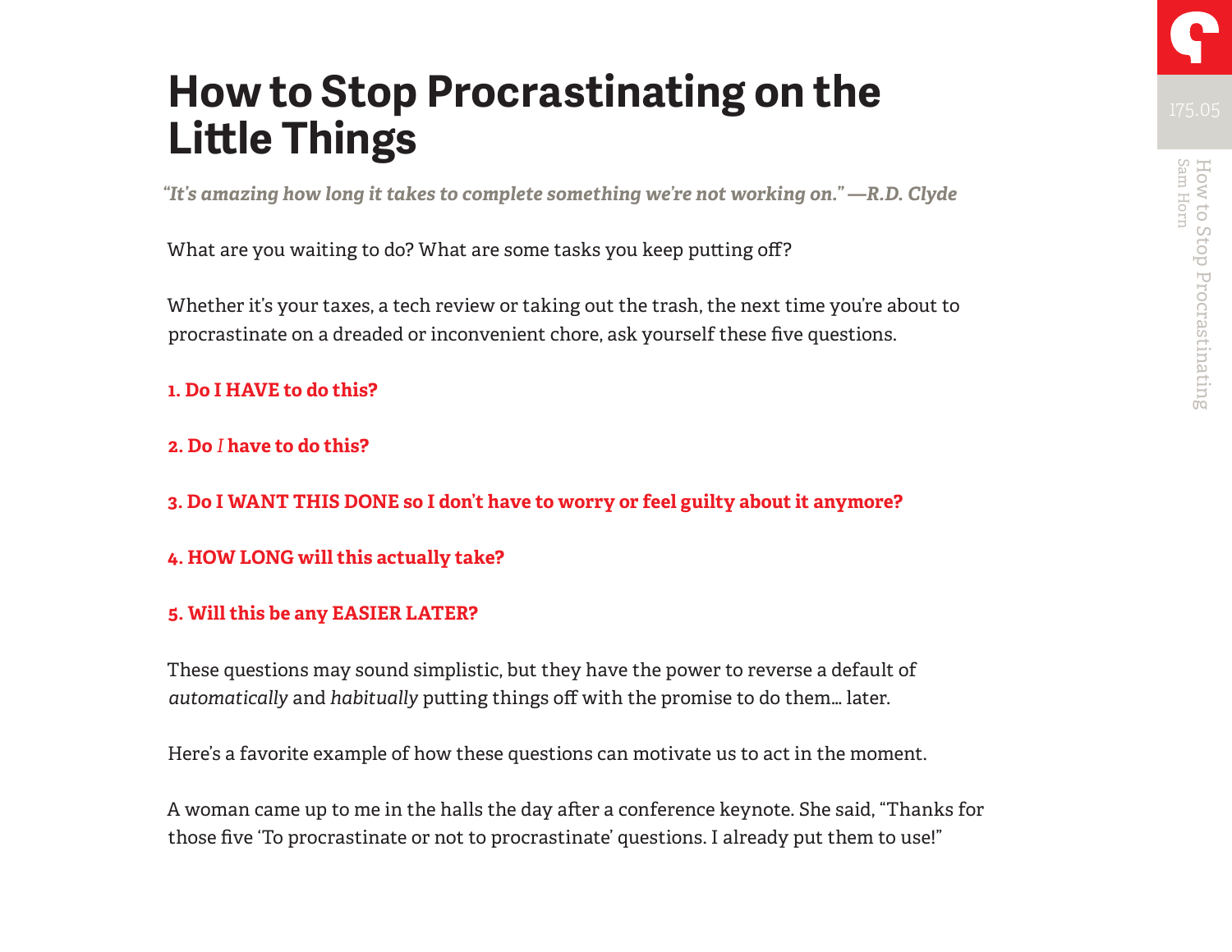# How to Stop Procrastinating on the Little Things

*"It's amazing how long it takes to complete something we're not working on." —R.D. Clyde*

What are you waiting to do? What are some tasks you keep putting off?

Whether it's your taxes, a tech review or taking out the trash, the next time you're about to procrastinate on a dreaded or inconvenient chore, ask yourself these five questions.

**1. Do I HAVE to do this?**

**2. Do *I* have to do this?**

**3. Do I WANT THIS DONE so I don't have to worry or feel guilty about it anymore?**

**4. HOW LONG will this actually take?**

**5. Will this be any EASIER LATER?**

These questions may sound simplistic, but they have the power to reverse a default of *automatically* and *habitually* putting things off with the promise to do them… later.

Here's a favorite example of how these questions can motivate us to act in the moment.

A woman came up to me in the halls the day after a conference keynote. She said, "Thanks for those five 'To procrastinate or not to procrastinate' questions. I already put them to use!"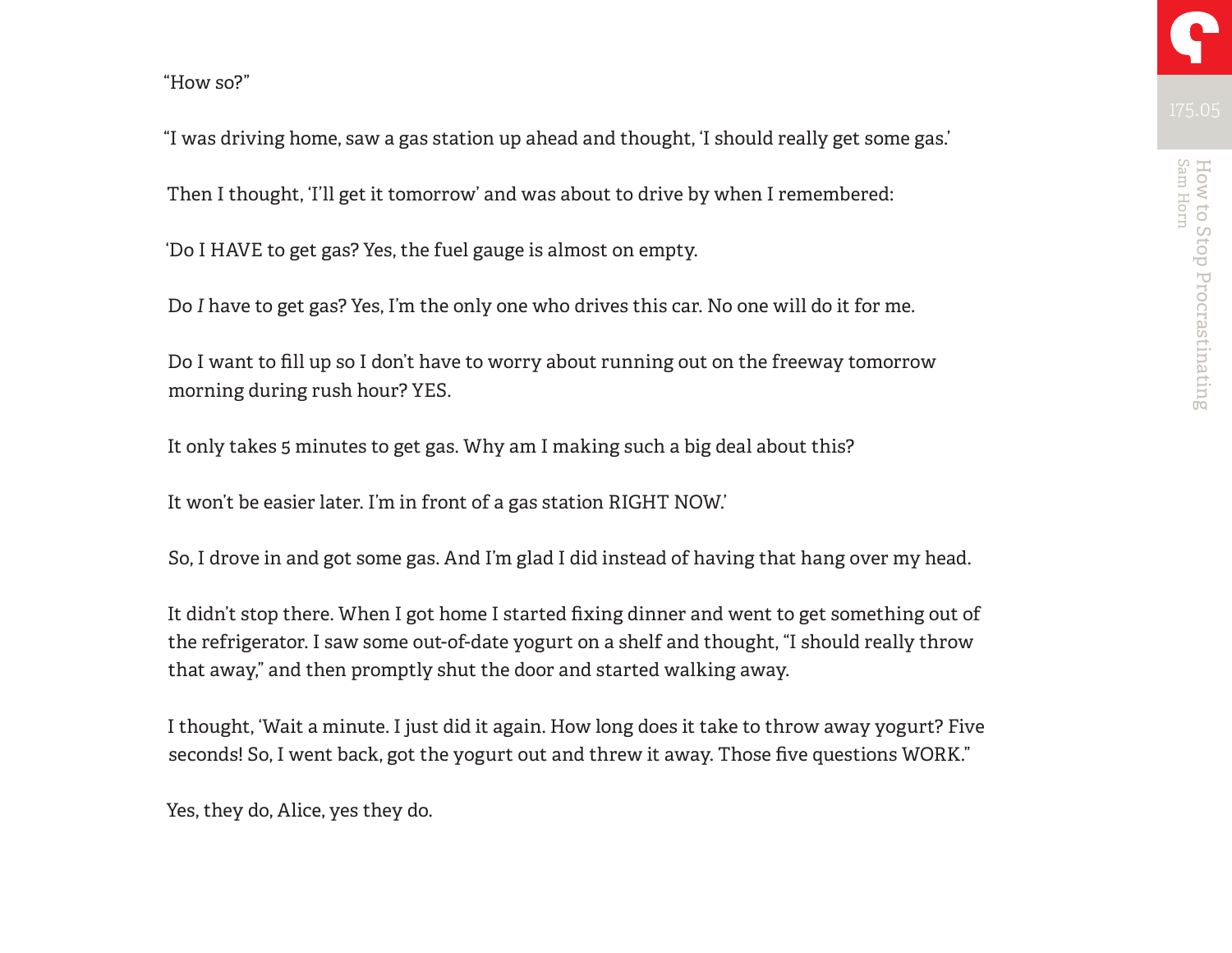"How so?"

"I was driving home, saw a gas station up ahead and thought, 'I should really get some gas.'

Then I thought, 'I'll get it tomorrow' and was about to drive by when I remembered:

'Do I HAVE to get gas? Yes, the fuel gauge is almost on empty.

Do *I* have to get gas? Yes, I'm the only one who drives this car. No one will do it for me.

Do I want to fill up so I don't have to worry about running out on the freeway tomorrow morning during rush hour? YES.

It only takes 5 minutes to get gas. Why am I making such a big deal about this?

It won't be easier later. I'm in front of a gas station RIGHT NOW.'

So, I drove in and got some gas. And I'm glad I did instead of having that hang over my head.

It didn't stop there. When I got home I started fixing dinner and went to get something out of the refrigerator. I saw some out-of-date yogurt on a shelf and thought, "I should really throw that away," and then promptly shut the door and started walking away.

I thought, 'Wait a minute. I just did it again. How long does it take to throw away yogurt? Five seconds! So, I went back, got the yogurt out and threw it away. Those five questions WORK."

Yes, they do, Alice, yes they do.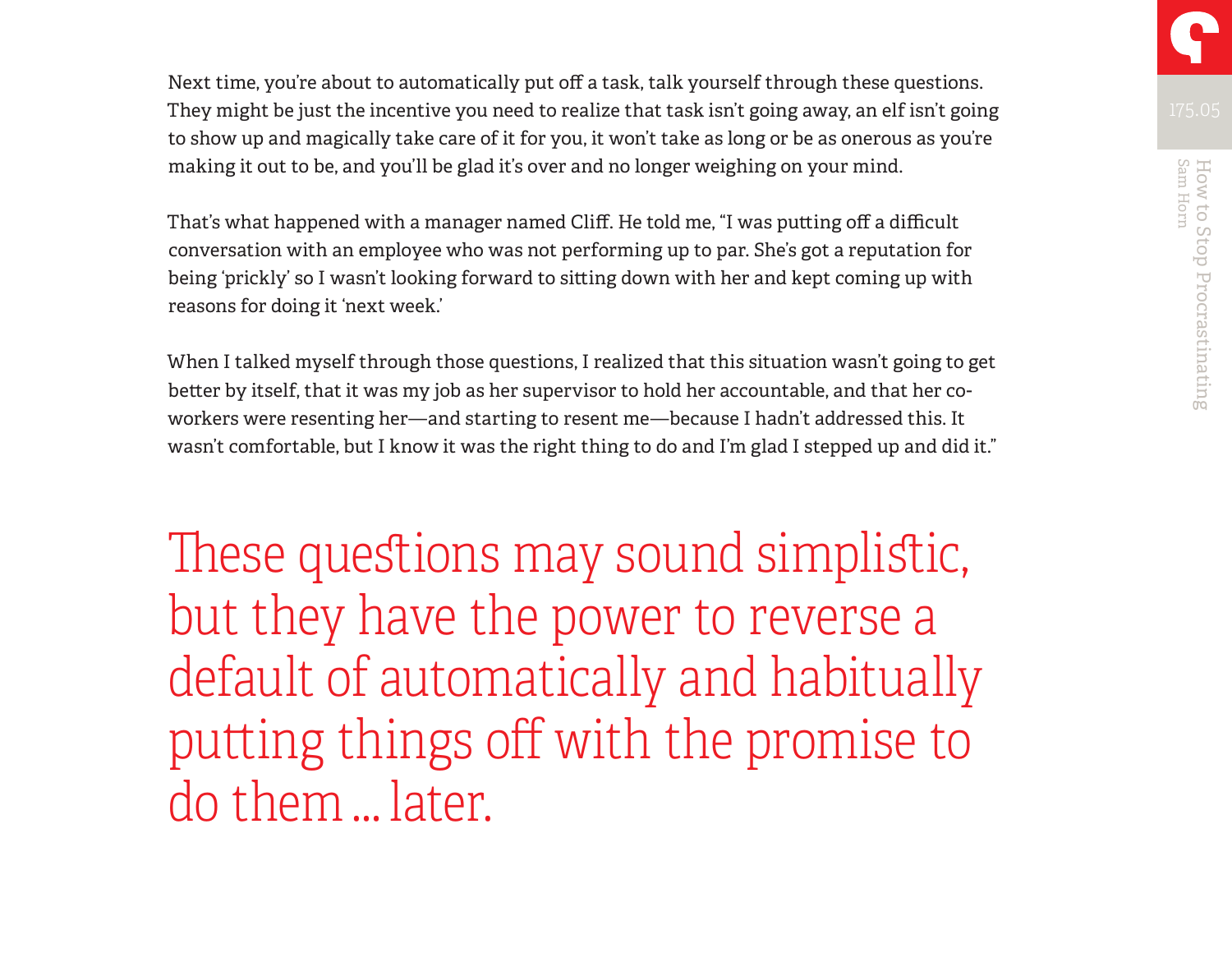Next time, you're about to automatically put off a task, talk yourself through these questions. They might be just the incentive you need to realize that task isn't going away, an elf isn't going to show up and magically take care of it for you, it won't take as long or be as onerous as you're making it out to be, and you'll be glad it's over and no longer weighing on your mind.

That's what happened with a manager named Cliff. He told me, "I was putting off a difficult conversation with an employee who was not performing up to par. She's got a reputation for being 'prickly' so I wasn't looking forward to sitting down with her and kept coming up with reasons for doing it 'next week.'

When I talked myself through those questions, I realized that this situation wasn't going to get better by itself, that it was my job as her supervisor to hold her accountable, and that her co-workers were resenting her—and starting to resent me—because I hadn't addressed this. It wasn't comfortable, but I know it was the right thing to do and I'm glad I stepped up and did it."

> These questions may sound simplistic, but they have the power to reverse a default of automatically and habitually putting things off with the promise to do them ... later.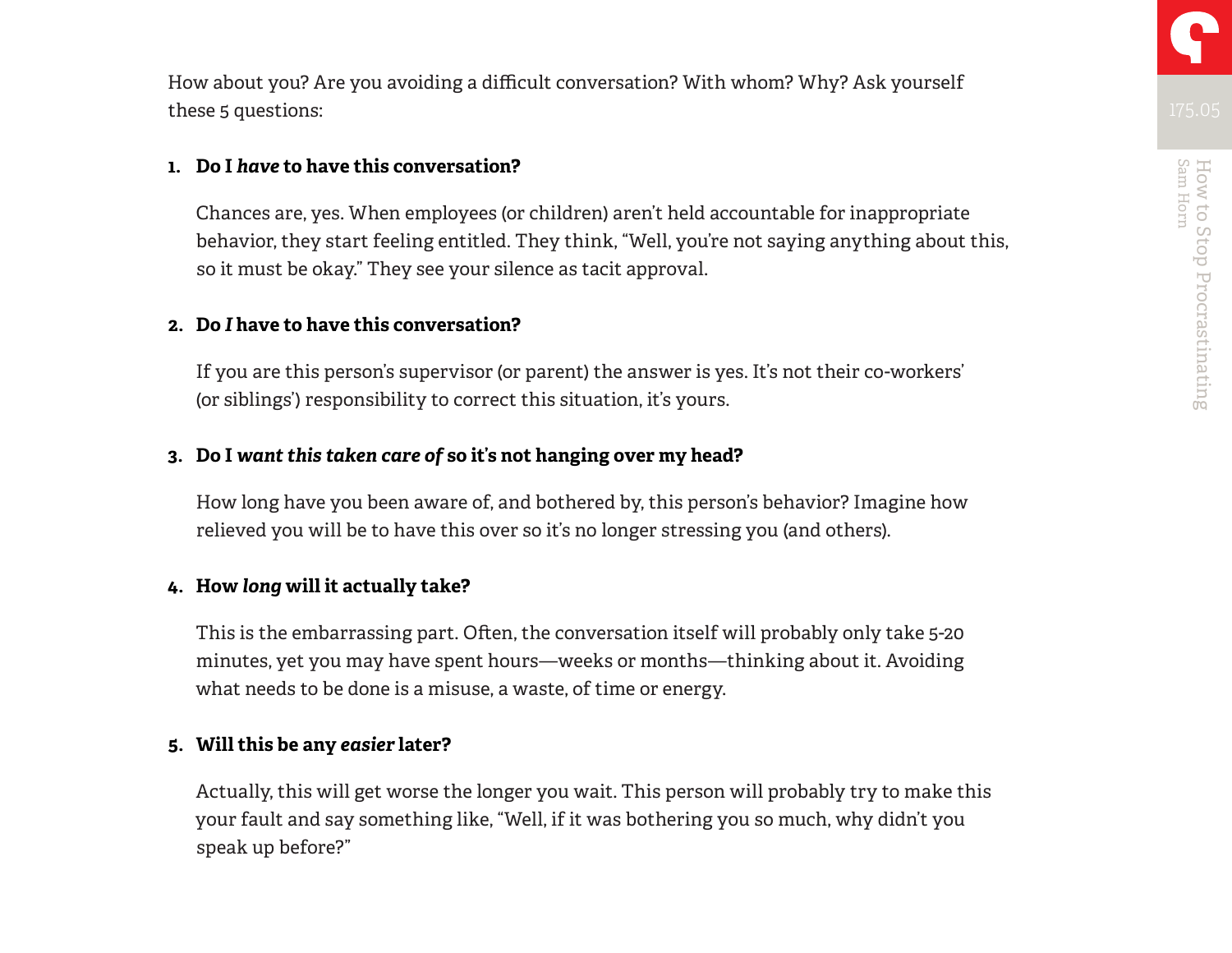How about you? Are you avoiding a difficult conversation? With whom? Why? Ask yourself these 5 questions:

1. **Do I *have* to have this conversation?**

   Chances are, yes. When employees (or children) aren't held accountable for inappropriate behavior, they start feeling entitled. They think, "Well, you're not saying anything about this, so it must be okay." They see your silence as tacit approval.

2. **Do *I* have to have this conversation?**

   If you are this person's supervisor (or parent) the answer is yes. It's not their co-workers' (or siblings') responsibility to correct this situation, it's yours.

3. **Do I *want this taken care of* so it's not hanging over my head?**

   How long have you been aware of, and bothered by, this person's behavior? Imagine how relieved you will be to have this over so it's no longer stressing you (and others).

4. **How *long* will it actually take?**

   This is the embarrassing part. Often, the conversation itself will probably only take 5-20 minutes, yet you may have spent hours—weeks or months—thinking about it. Avoiding what needs to be done is a misuse, a waste, of time or energy.

5. **Will this be any *easier* later?**

   Actually, this will get worse the longer you wait. This person will probably try to make this your fault and say something like, "Well, if it was bothering you so much, why didn't you speak up before?"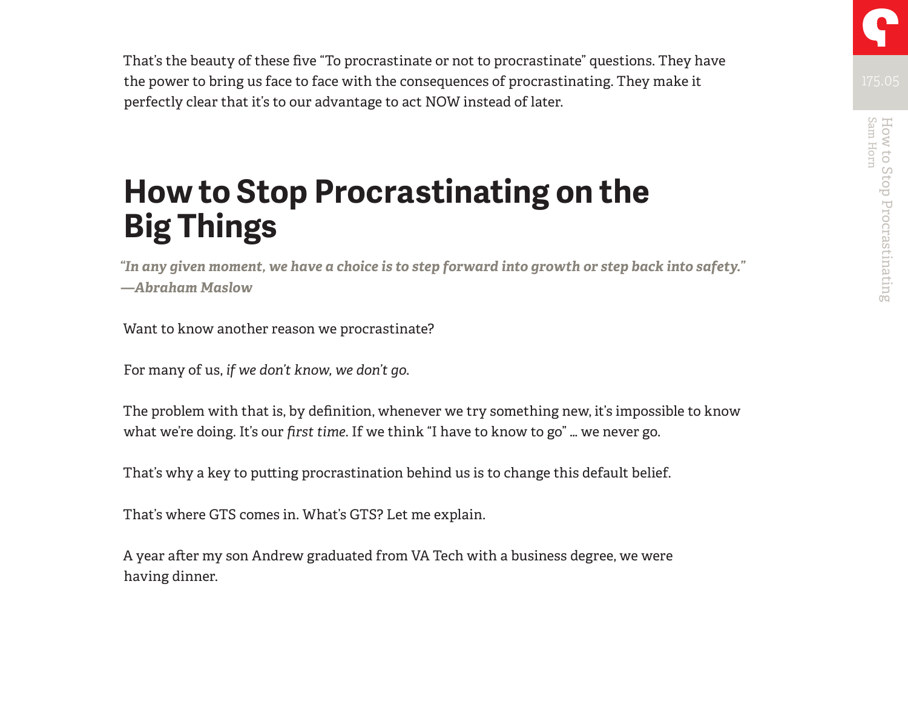That's the beauty of these five "To procrastinate or not to procrastinate" questions. They have the power to bring us face to face with the consequences of procrastinating. They make it perfectly clear that it's to our advantage to act NOW instead of later.

## How to Stop Procrastinating on the Big Things

***"In any given moment, we have a choice is to step forward into growth or step back into safety." —Abraham Maslow***

Want to know another reason we procrastinate?

For many of us, *if we don't know, we don't go*.

The problem with that is, by definition, whenever we try something new, it's impossible to know what we're doing. It's our *first time*. If we think "I have to know to go" … we never go.

That's why a key to putting procrastination behind us is to change this default belief.

That's where GTS comes in. What's GTS? Let me explain.

A year after my son Andrew graduated from VA Tech with a business degree, we were having dinner.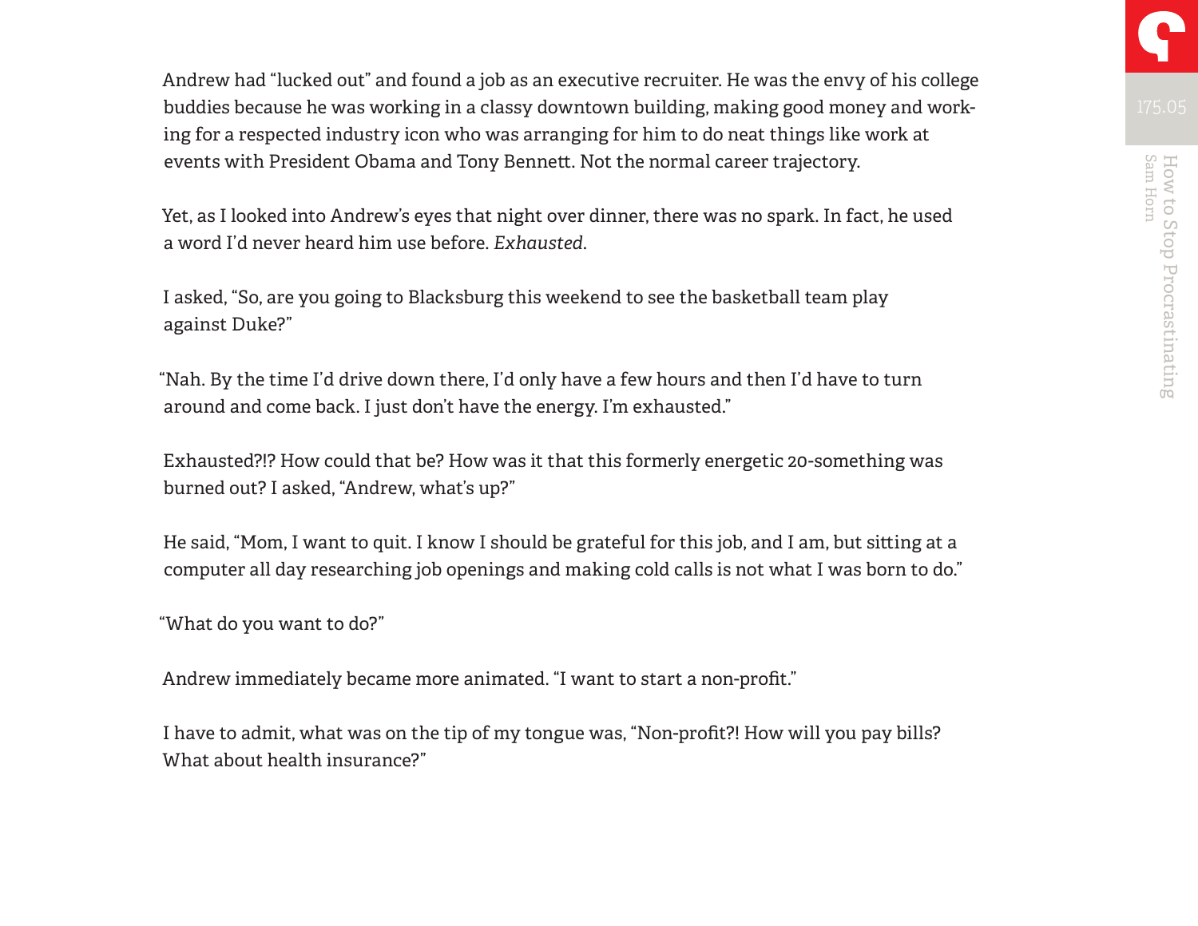Andrew had "lucked out" and found a job as an executive recruiter. He was the envy of his college buddies because he was working in a classy downtown building, making good money and working for a respected industry icon who was arranging for him to do neat things like work at events with President Obama and Tony Bennett. Not the normal career trajectory.

Yet, as I looked into Andrew's eyes that night over dinner, there was no spark. In fact, he used a word I'd never heard him use before. *Exhausted*.

I asked, "So, are you going to Blacksburg this weekend to see the basketball team play against Duke?"

"Nah. By the time I'd drive down there, I'd only have a few hours and then I'd have to turn around and come back. I just don't have the energy. I'm exhausted."

Exhausted?!? How could that be? How was it that this formerly energetic 20-something was burned out? I asked, "Andrew, what's up?"

He said, "Mom, I want to quit. I know I should be grateful for this job, and I am, but sitting at a computer all day researching job openings and making cold calls is not what I was born to do."

"What do you want to do?"

Andrew immediately became more animated. "I want to start a non-profit."

I have to admit, what was on the tip of my tongue was, "Non-profit?! How will you pay bills? What about health insurance?"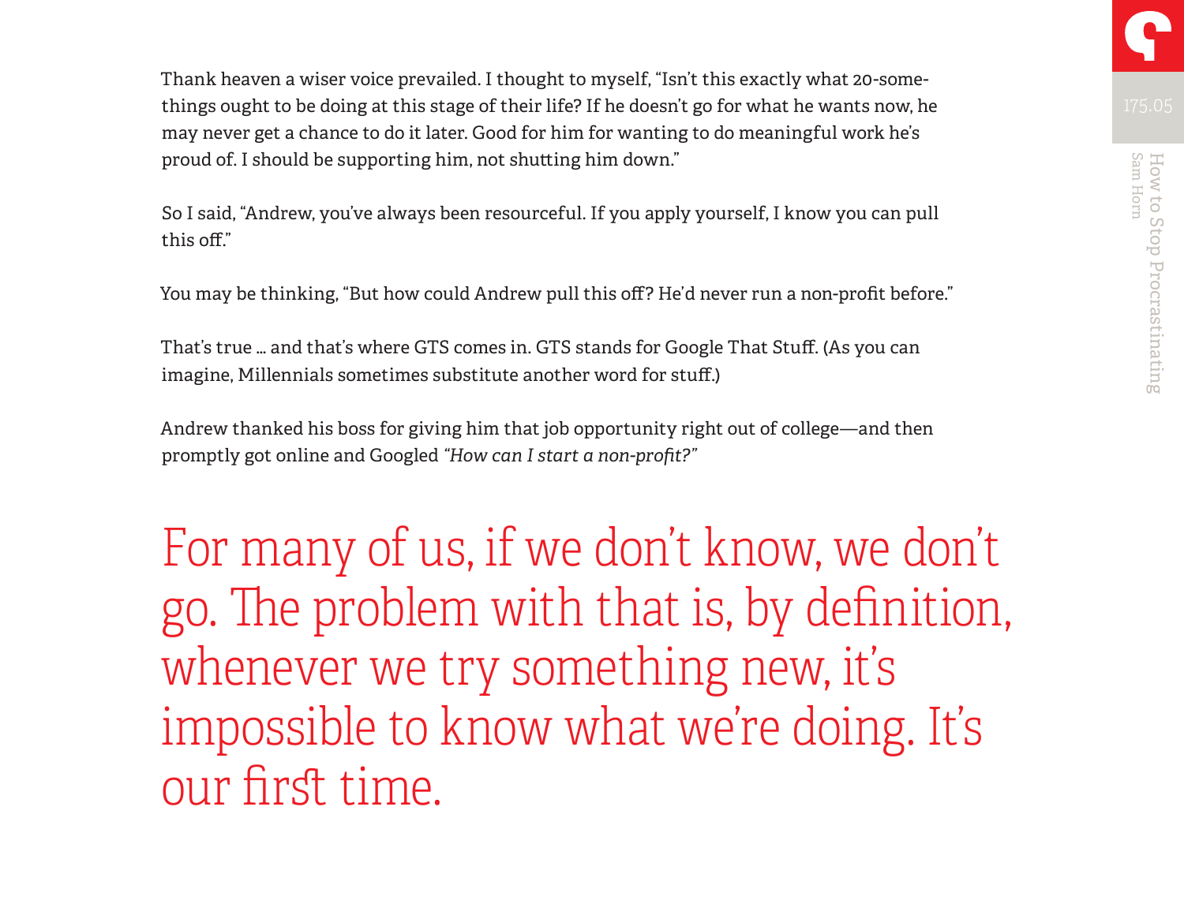Thank heaven a wiser voice prevailed. I thought to myself, "Isn't this exactly what 20-somethings ought to be doing at this stage of their life? If he doesn't go for what he wants now, he may never get a chance to do it later. Good for him for wanting to do meaningful work he's proud of. I should be supporting him, not shutting him down."

So I said, "Andrew, you've always been resourceful. If you apply yourself, I know you can pull this off."

You may be thinking, "But how could Andrew pull this off? He'd never run a non-profit before."

That's true … and that's where GTS comes in. GTS stands for Google That Stuff. (As you can imagine, Millennials sometimes substitute another word for stuff.)

Andrew thanked his boss for giving him that job opportunity right out of college—and then promptly got online and Googled *"How can I start a non-profit?"*

> For many of us, if we don't know, we don't go. The problem with that is, by definition, whenever we try something new, it's impossible to know what we're doing. It's our first time.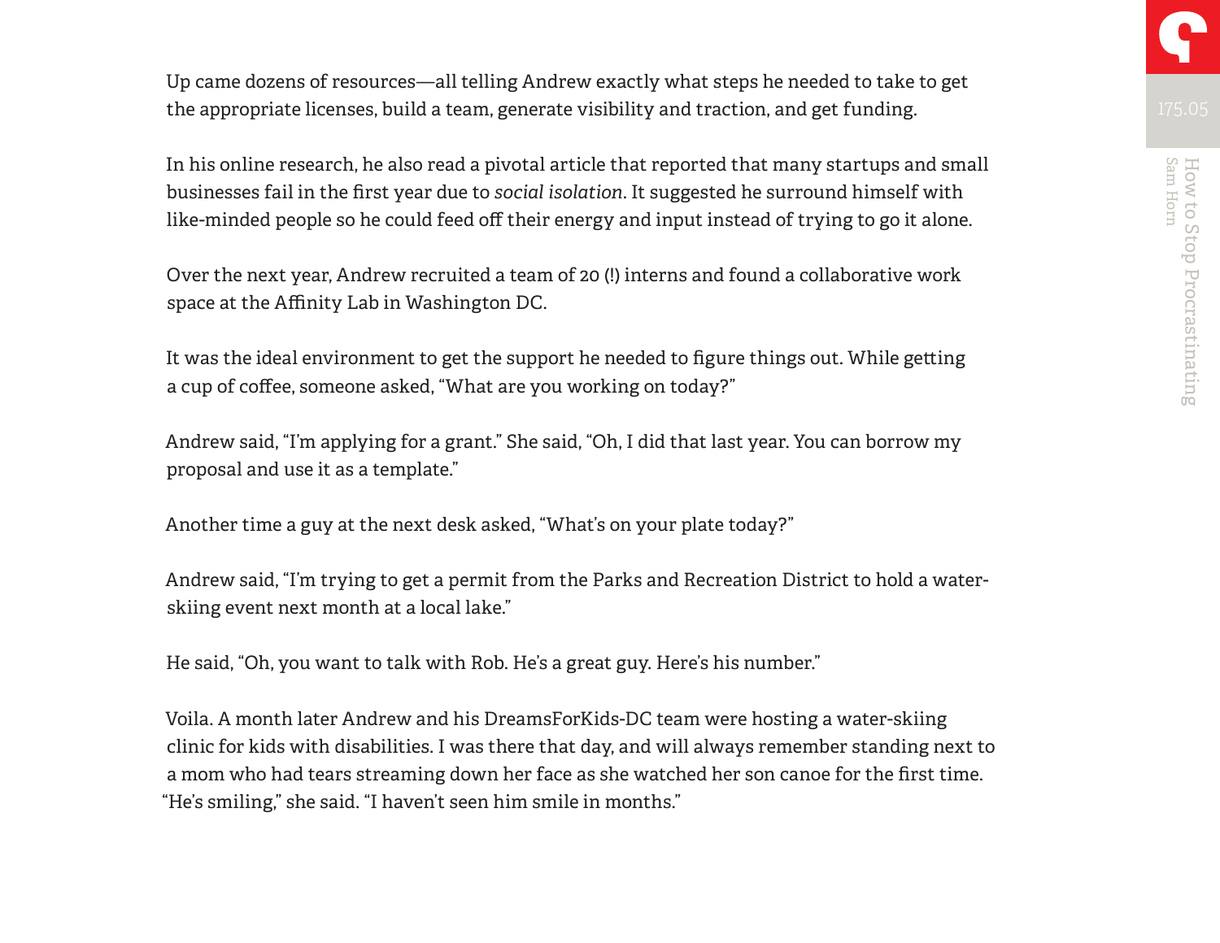Up came dozens of resources—all telling Andrew exactly what steps he needed to take to get the appropriate licenses, build a team, generate visibility and traction, and get funding.

In his online research, he also read a pivotal article that reported that many startups and small businesses fail in the first year due to *social isolation*. It suggested he surround himself with like-minded people so he could feed off their energy and input instead of trying to go it alone.

Over the next year, Andrew recruited a team of 20 (!) interns and found a collaborative work space at the Affinity Lab in Washington DC.

It was the ideal environment to get the support he needed to figure things out. While getting a cup of coffee, someone asked, “What are you working on today?”

Andrew said, “I’m applying for a grant.” She said, “Oh, I did that last year. You can borrow my proposal and use it as a template.”

Another time a guy at the next desk asked, “What’s on your plate today?”

Andrew said, “I’m trying to get a permit from the Parks and Recreation District to hold a water-skiing event next month at a local lake.”

He said, “Oh, you want to talk with Rob. He’s a great guy. Here’s his number.”

Voila. A month later Andrew and his DreamsForKids-DC team were hosting a water-skiing clinic for kids with disabilities. I was there that day, and will always remember standing next to a mom who had tears streaming down her face as she watched her son canoe for the first time. “He’s smiling,” she said. “I haven’t seen him smile in months.”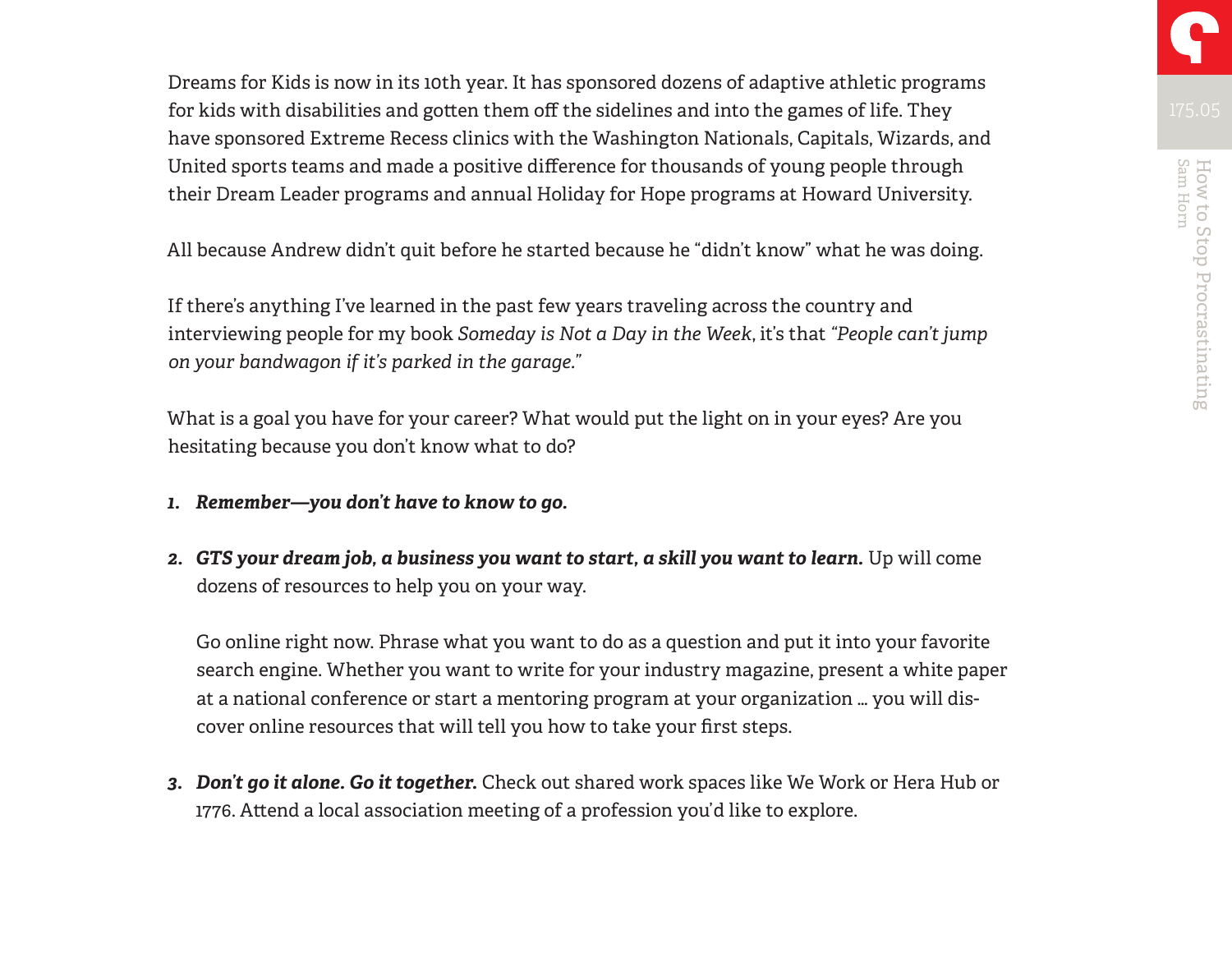Dreams for Kids is now in its 10th year. It has sponsored dozens of adaptive athletic programs for kids with disabilities and gotten them off the sidelines and into the games of life. They have sponsored Extreme Recess clinics with the Washington Nationals, Capitals, Wizards, and United sports teams and made a positive difference for thousands of young people through their Dream Leader programs and annual Holiday for Hope programs at Howard University.

All because Andrew didn't quit before he started because he "didn't know" what he was doing.

If there's anything I've learned in the past few years traveling across the country and interviewing people for my book *Someday is Not a Day in the Week*, it's that *"People can't jump on your bandwagon if it's parked in the garage."*

What is a goal you have for your career? What would put the light on in your eyes? Are you hesitating because you don't know what to do?

1. ***Remember—you don't have to know to go.***

2. ***GTS your dream job, a business you want to start, a skill you want to learn.*** Up will come dozens of resources to help you on your way.

   Go online right now. Phrase what you want to do as a question and put it into your favorite search engine. Whether you want to write for your industry magazine, present a white paper at a national conference or start a mentoring program at your organization ... you will discover online resources that will tell you how to take your first steps.

3. ***Don't go it alone. Go it together.*** Check out shared work spaces like We Work or Hera Hub or 1776. Attend a local association meeting of a profession you'd like to explore.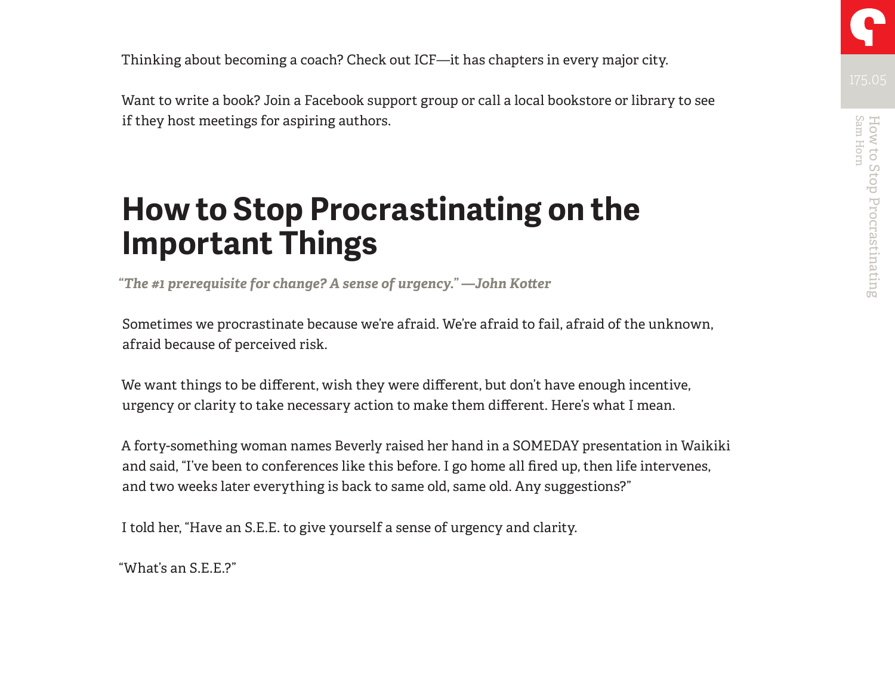Thinking about becoming a coach? Check out ICF—it has chapters in every major city.

Want to write a book? Join a Facebook support group or call a local bookstore or library to see if they host meetings for aspiring authors.

# How to Stop Procrastinating on the Important Things

*"The #1 prerequisite for change? A sense of urgency." —John Kotter*

Sometimes we procrastinate because we're afraid. We're afraid to fail, afraid of the unknown, afraid because of perceived risk.

We want things to be different, wish they were different, but don't have enough incentive, urgency or clarity to take necessary action to make them different. Here's what I mean.

A forty-something woman names Beverly raised her hand in a SOMEDAY presentation in Waikiki and said, "I've been to conferences like this before. I go home all fired up, then life intervenes, and two weeks later everything is back to same old, same old. Any suggestions?"

I told her, "Have an S.E.E. to give yourself a sense of urgency and clarity.

"What's an S.E.E.?"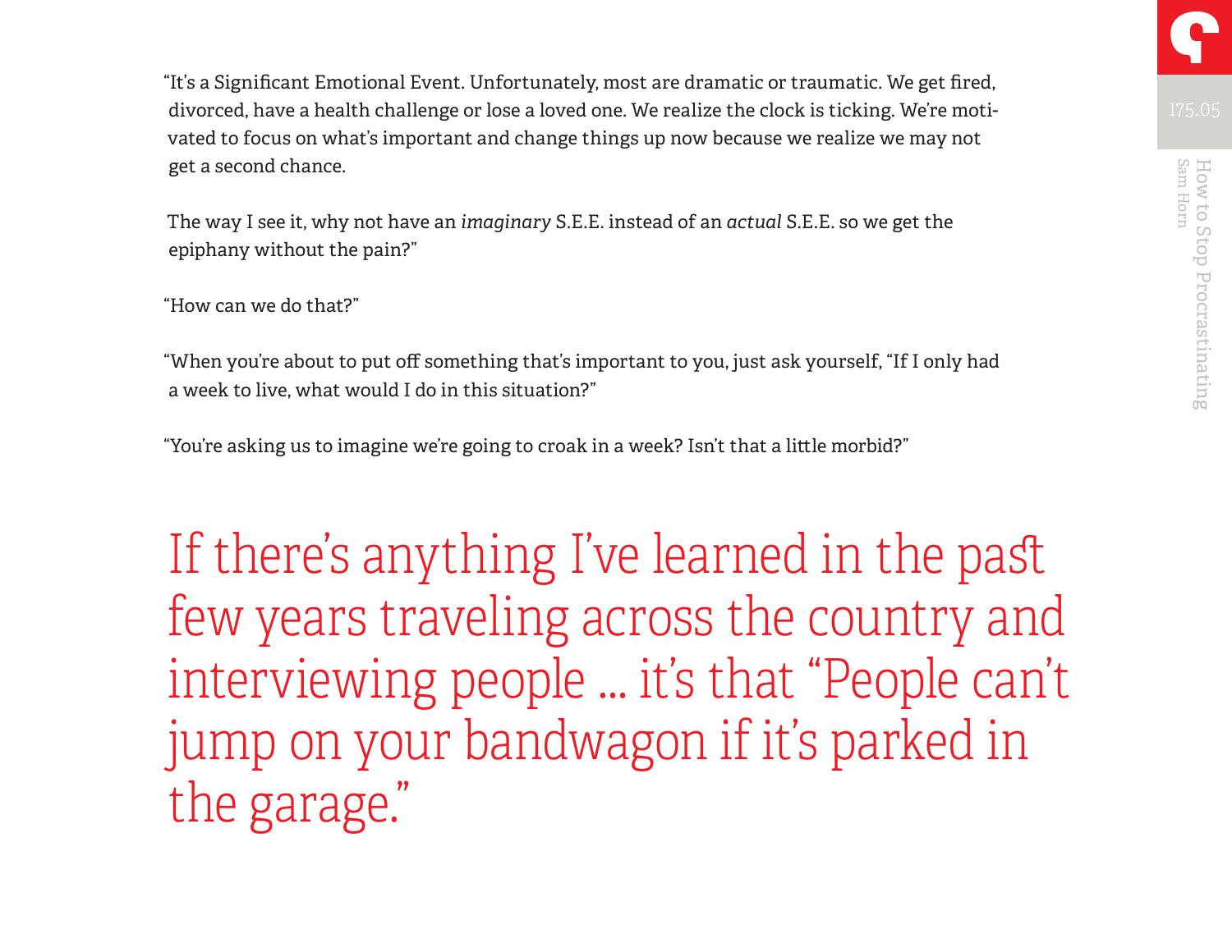"It's a Significant Emotional Event. Unfortunately, most are dramatic or traumatic. We get fired, divorced, have a health challenge or lose a loved one. We realize the clock is ticking. We're motivated to focus on what's important and change things up now because we realize we may not get a second chance.

The way I see it, why not have an *imaginary* S.E.E. instead of an *actual* S.E.E. so we get the epiphany without the pain?"

"How can we do that?"

"When you're about to put off something that's important to you, just ask yourself, "If I only had a week to live, what would I do in this situation?"

"You're asking us to imagine we're going to croak in a week? Isn't that a little morbid?"

> If there's anything I've learned in the past few years traveling across the country and interviewing people ... it's that "People can't jump on your bandwagon if it's parked in the garage."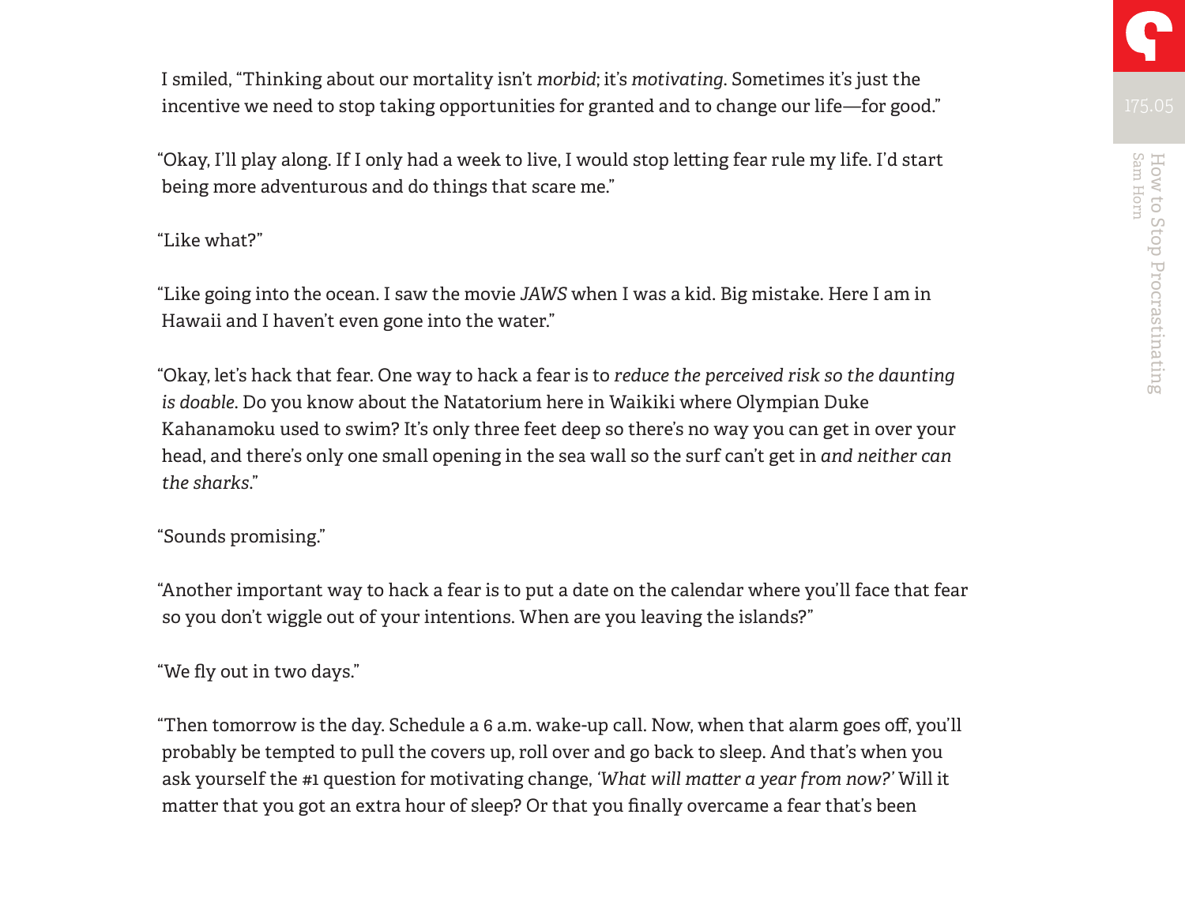I smiled, "Thinking about our mortality isn't *morbid*; it's *motivating*. Sometimes it's just the incentive we need to stop taking opportunities for granted and to change our life—for good."

"Okay, I'll play along. If I only had a week to live, I would stop letting fear rule my life. I'd start being more adventurous and do things that scare me."

"Like what?"

"Like going into the ocean. I saw the movie *JAWS* when I was a kid. Big mistake. Here I am in Hawaii and I haven't even gone into the water."

"Okay, let's hack that fear. One way to hack a fear is to *reduce the perceived risk so the daunting is doable*. Do you know about the Natatorium here in Waikiki where Olympian Duke Kahanamoku used to swim? It's only three feet deep so there's no way you can get in over your head, and there's only one small opening in the sea wall so the surf can't get in *and neither can the sharks*."

"Sounds promising."

"Another important way to hack a fear is to put a date on the calendar where you'll face that fear so you don't wiggle out of your intentions. When are you leaving the islands?"

"We fly out in two days."

"Then tomorrow is the day. Schedule a 6 a.m. wake-up call. Now, when that alarm goes off, you'll probably be tempted to pull the covers up, roll over and go back to sleep. And that's when you ask yourself the #1 question for motivating change, *'What will matter a year from now?'* Will it matter that you got an extra hour of sleep? Or that you finally overcame a fear that's been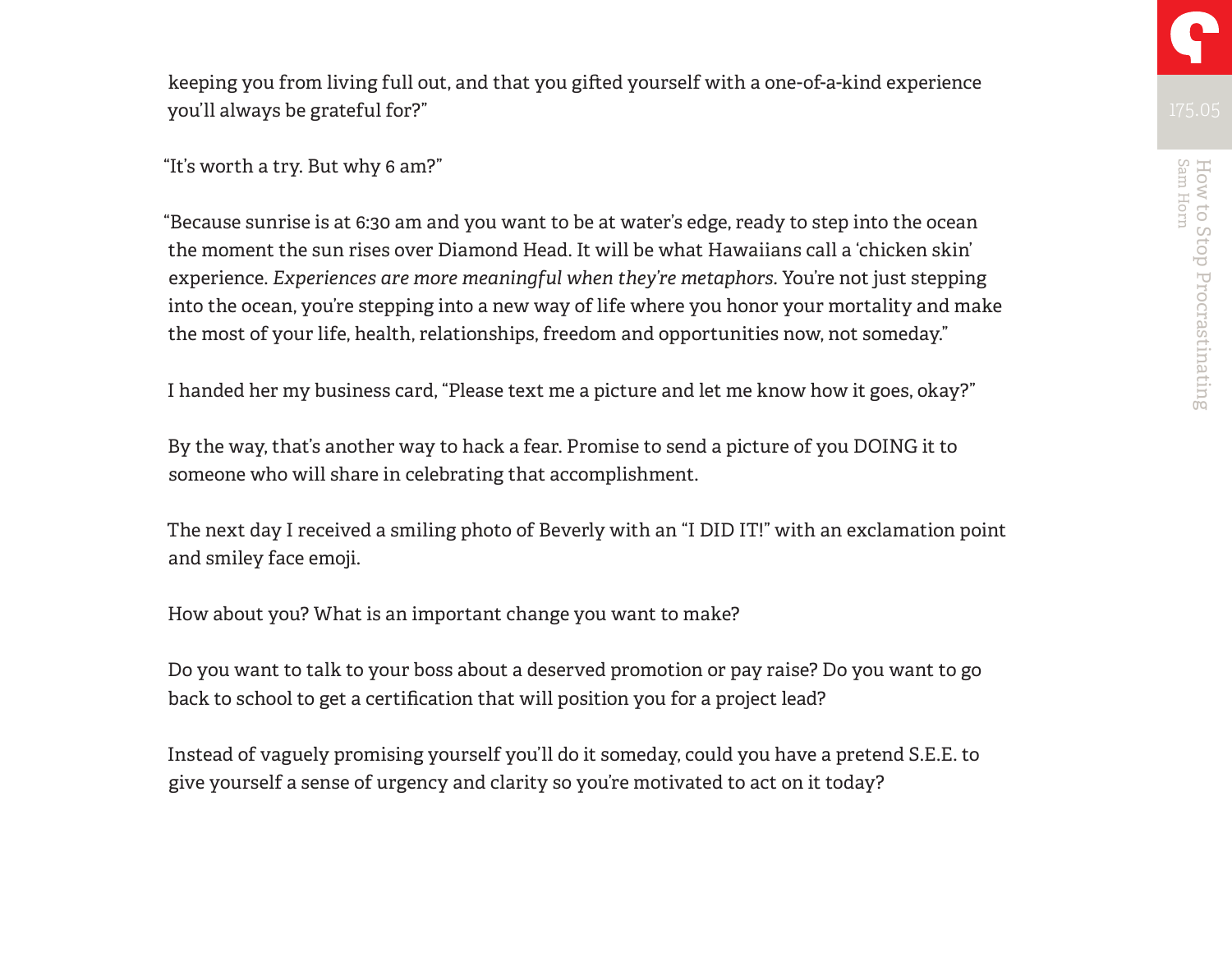keeping you from living full out, and that you gifted yourself with a one-of-a-kind experience you'll always be grateful for?"

"It's worth a try. But why 6 am?"

"Because sunrise is at 6:30 am and you want to be at water's edge, ready to step into the ocean the moment the sun rises over Diamond Head. It will be what Hawaiians call a 'chicken skin' experience. *Experiences are more meaningful when they're metaphors*. You're not just stepping into the ocean, you're stepping into a new way of life where you honor your mortality and make the most of your life, health, relationships, freedom and opportunities now, not someday."

I handed her my business card, "Please text me a picture and let me know how it goes, okay?"

By the way, that's another way to hack a fear. Promise to send a picture of you DOING it to someone who will share in celebrating that accomplishment.

The next day I received a smiling photo of Beverly with an "I DID IT!" with an exclamation point and smiley face emoji.

How about you? What is an important change you want to make?

Do you want to talk to your boss about a deserved promotion or pay raise? Do you want to go back to school to get a certification that will position you for a project lead?

Instead of vaguely promising yourself you'll do it someday, could you have a pretend S.E.E. to give yourself a sense of urgency and clarity so you're motivated to act on it today?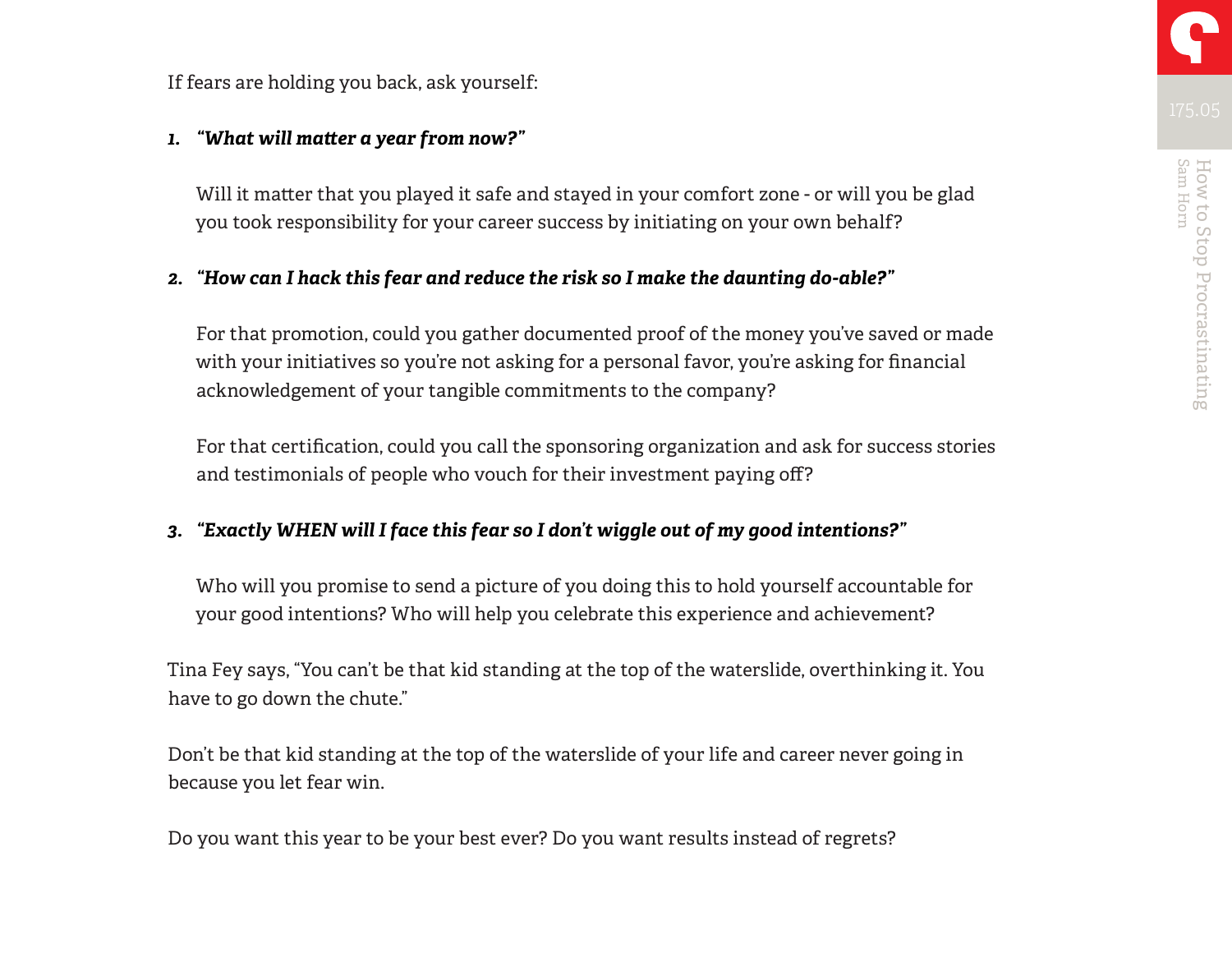If fears are holding you back, ask yourself:

1. ***"What will matter a year from now?"***

   Will it matter that you played it safe and stayed in your comfort zone - or will you be glad you took responsibility for your career success by initiating on your own behalf?

2. ***"How can I hack this fear and reduce the risk so I make the daunting do-able?"***

   For that promotion, could you gather documented proof of the money you've saved or made with your initiatives so you're not asking for a personal favor, you're asking for financial acknowledgement of your tangible commitments to the company?

   For that certification, could you call the sponsoring organization and ask for success stories and testimonials of people who vouch for their investment paying off?

3. ***"Exactly WHEN will I face this fear so I don't wiggle out of my good intentions?"***

   Who will you promise to send a picture of you doing this to hold yourself accountable for your good intentions? Who will help you celebrate this experience and achievement?

Tina Fey says, "You can't be that kid standing at the top of the waterslide, overthinking it. You have to go down the chute."

Don't be that kid standing at the top of the waterslide of your life and career never going in because you let fear win.

Do you want this year to be your best ever? Do you want results instead of regrets?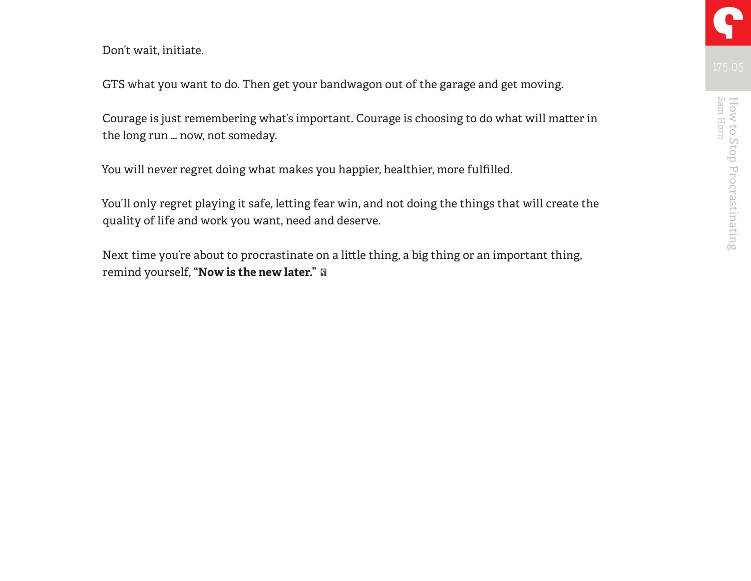Don't wait, initiate.

GTS what you want to do. Then get your bandwagon out of the garage and get moving.

Courage is just remembering what's important. Courage is choosing to do what will matter in the long run ... now, not someday.

You will never regret doing what makes you happier, healthier, more fulfilled.

You'll only regret playing it safe, letting fear win, and not doing the things that will create the quality of life and work you want, need and deserve.

Next time you're about to procrastinate on a little thing, a big thing or an important thing, remind yourself, **"Now is the new later."**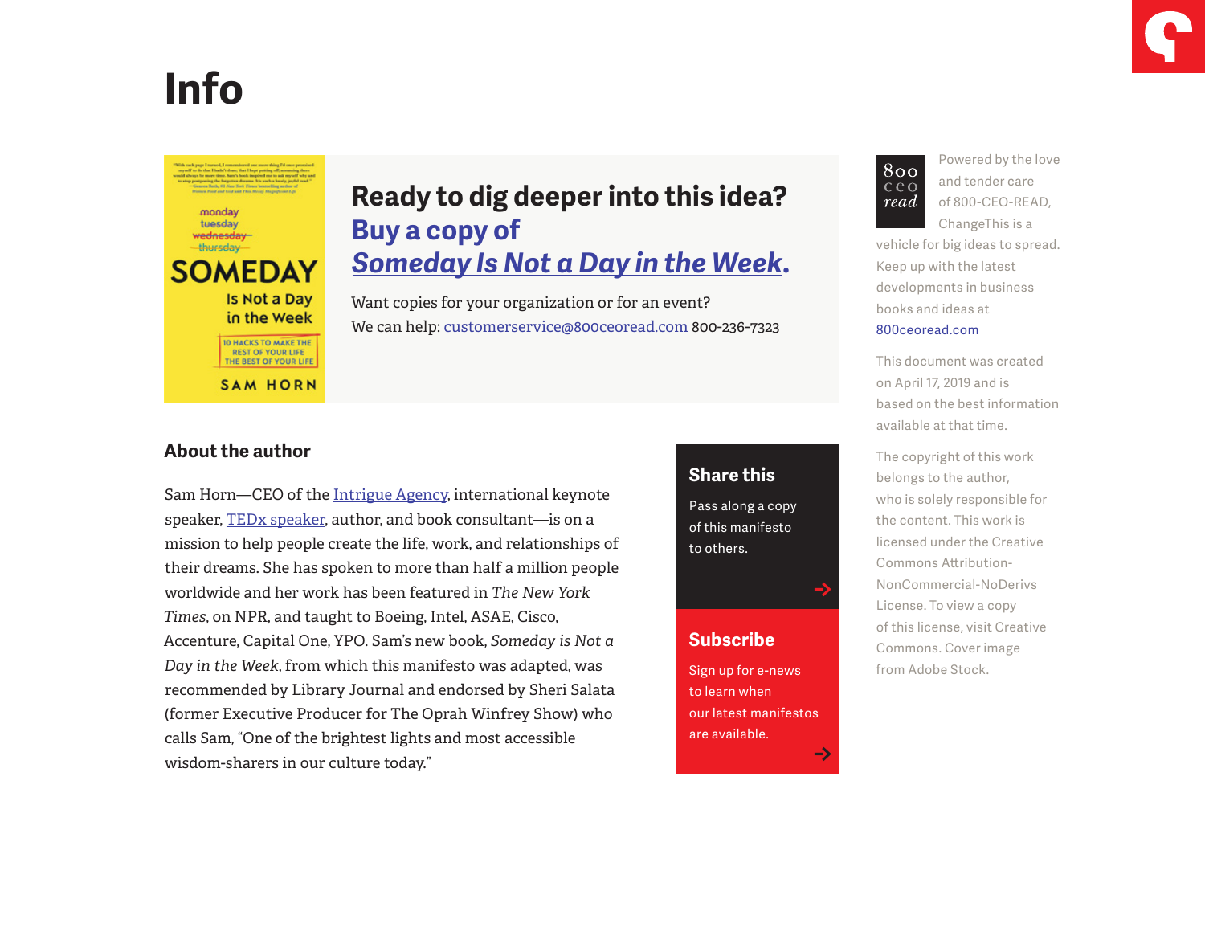# Info

## Ready to dig deeper into this idea? Buy a copy of *Someday Is Not a Day in the Week*.

Want copies for your organization or for an event?
We can help: customerservice@800ceoread.com 800-236-7323

### About the author

Sam Horn—CEO of the Intrigue Agency, international keynote speaker, TEDx speaker, author, and book consultant—is on a mission to help people create the life, work, and relationships of their dreams. She has spoken to more than half a million people worldwide and her work has been featured in *The New York Times*, on NPR, and taught to Boeing, Intel, ASAE, Cisco, Accenture, Capital One, YPO. Sam's new book, *Someday is Not a Day in the Week*, from which this manifesto was adapted, was recommended by Library Journal and endorsed by Sheri Salata (former Executive Producer for The Oprah Winfrey Show) who calls Sam, "One of the brightest lights and most accessible wisdom-sharers in our culture today."

**Share this**

Pass along a copy of this manifesto to others.

**Subscribe**

Sign up for e-news to learn when our latest manifestos are available.

Powered by the love and tender care of 800-CEO-READ, ChangeThis is a vehicle for big ideas to spread. Keep up with the latest developments in business books and ideas at 800ceoread.com

This document was created on April 17, 2019 and is based on the best information available at that time.

The copyright of this work belongs to the author, who is solely responsible for the content. This work is licensed under the Creative Commons Attribution-NonCommercial-NoDerivs License. To view a copy of this license, visit Creative Commons. Cover image from Adobe Stock.